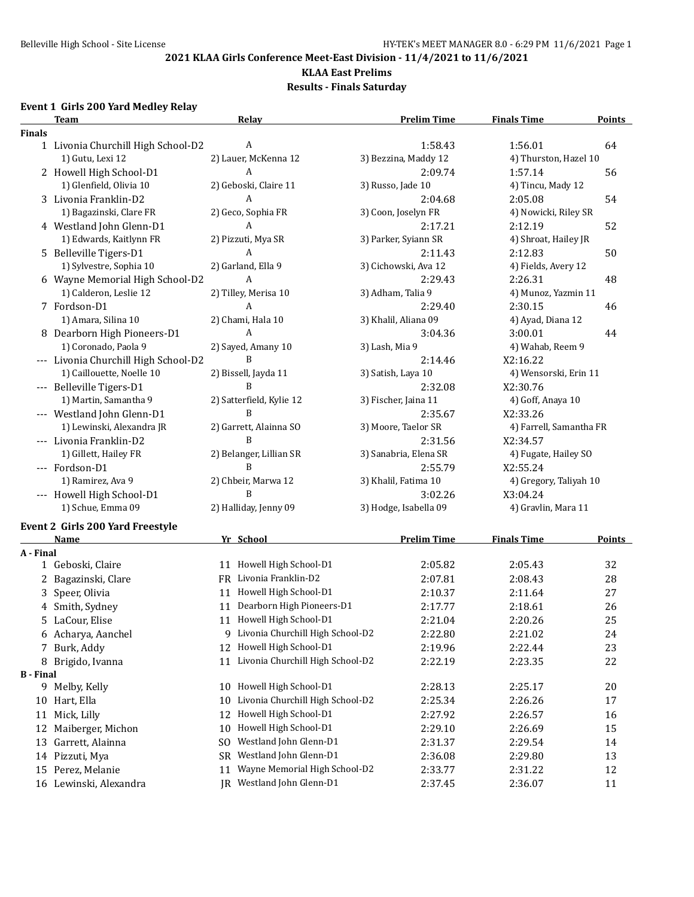## 2021 KLAA Girls Conference Meet-East Division - 11/4/2021 to 11/6/2021

### KLAA East Prelims

### Results - Finals Saturday

#### Event 1 Girls 200 Yard Medley Relay

| | Team | Relay | Prelim Time | Finals Time | Points |
|---|---|---|---|---|---|
| **Finals** | | | | | |
| 1 | Livonia Churchill High School-D2 | A | 1:58.43 | 1:56.01 | 64 |
| | 1) Gutu, Lexi 12 | 2) Lauer, McKenna 12 | 3) Bezzina, Maddy 12 | 4) Thurston, Hazel 10 | |
| 2 | Howell High School-D1 | A | 2:09.74 | 1:57.14 | 56 |
| | 1) Glenfield, Olivia 10 | 2) Geboski, Claire 11 | 3) Russo, Jade 10 | 4) Tincu, Mady 12 | |
| 3 | Livonia Franklin-D2 | A | 2:04.68 | 2:05.08 | 54 |
| | 1) Bagazinski, Clare FR | 2) Geco, Sophia FR | 3) Coon, Joselyn FR | 4) Nowicki, Riley SR | |
| 4 | Westland John Glenn-D1 | A | 2:17.21 | 2:12.19 | 52 |
| | 1) Edwards, Kaitlynn FR | 2) Pizzuti, Mya SR | 3) Parker, Syiann SR | 4) Shroat, Hailey JR | |
| 5 | Belleville Tigers-D1 | A | 2:11.43 | 2:12.83 | 50 |
| | 1) Sylvestre, Sophia 10 | 2) Garland, Ella 9 | 3) Cichowski, Ava 12 | 4) Fields, Avery 12 | |
| 6 | Wayne Memorial High School-D2 | A | 2:29.43 | 2:26.31 | 48 |
| | 1) Calderon, Leslie 12 | 2) Tilley, Merisa 10 | 3) Adham, Talia 9 | 4) Munoz, Yazmin 11 | |
| 7 | Fordson-D1 | A | 2:29.40 | 2:30.15 | 46 |
| | 1) Amara, Silina 10 | 2) Chami, Hala 10 | 3) Khalil, Aliana 09 | 4) Ayad, Diana 12 | |
| 8 | Dearborn High Pioneers-D1 | A | 3:04.36 | 3:00.01 | 44 |
| | 1) Coronado, Paola 9 | 2) Sayed, Amany 10 | 3) Lash, Mia 9 | 4) Wahab, Reem 9 | |
| --- | Livonia Churchill High School-D2 | B | 2:14.46 | X2:16.22 | |
| | 1) Caillouette, Noelle 10 | 2) Bissell, Jayda 11 | 3) Satish, Laya 10 | 4) Wensorski, Erin 11 | |
| --- | Belleville Tigers-D1 | B | 2:32.08 | X2:30.76 | |
| | 1) Martin, Samantha 9 | 2) Satterfield, Kylie 12 | 3) Fischer, Jaina 11 | 4) Goff, Anaya 10 | |
| --- | Westland John Glenn-D1 | B | 2:35.67 | X2:33.26 | |
| | 1) Lewinski, Alexandra JR | 2) Garrett, Alainna SO | 3) Moore, Taelor SR | 4) Farrell, Samantha FR | |
| --- | Livonia Franklin-D2 | B | 2:31.56 | X2:34.57 | |
| | 1) Gillett, Hailey FR | 2) Belanger, Lillian SR | 3) Sanabria, Elena SR | 4) Fugate, Hailey SO | |
| --- | Fordson-D1 | B | 2:55.79 | X2:55.24 | |
| | 1) Ramirez, Ava 9 | 2) Chbeir, Marwa 12 | 3) Khalil, Fatima 10 | 4) Gregory, Taliyah 10 | |
| --- | Howell High School-D1 | B | 3:02.26 | X3:04.24 | |
| | 1) Schue, Emma 09 | 2) Halliday, Jenny 09 | 3) Hodge, Isabella 09 | 4) Gravlin, Mara 11 | |

#### Event 2 Girls 200 Yard Freestyle

| | Name | Yr | School | Prelim Time | Finals Time | Points |
|---|---|---|---|---|---|---|
| **A - Final** | | | | | | |
| 1 | Geboski, Claire | 11 | Howell High School-D1 | 2:05.82 | 2:05.43 | 32 |
| 2 | Bagazinski, Clare | FR | Livonia Franklin-D2 | 2:07.81 | 2:08.43 | 28 |
| 3 | Speer, Olivia | 11 | Howell High School-D1 | 2:10.37 | 2:11.64 | 27 |
| 4 | Smith, Sydney | 11 | Dearborn High Pioneers-D1 | 2:17.77 | 2:18.61 | 26 |
| 5 | LaCour, Elise | 11 | Howell High School-D1 | 2:21.04 | 2:20.26 | 25 |
| 6 | Acharya, Aanchel | 9 | Livonia Churchill High School-D2 | 2:22.80 | 2:21.02 | 24 |
| 7 | Burk, Addy | 12 | Howell High School-D1 | 2:19.96 | 2:22.44 | 23 |
| 8 | Brigido, Ivanna | 11 | Livonia Churchill High School-D2 | 2:22.19 | 2:23.35 | 22 |
| **B - Final** | | | | | | |
| 9 | Melby, Kelly | 10 | Howell High School-D1 | 2:28.13 | 2:25.17 | 20 |
| 10 | Hart, Ella | 10 | Livonia Churchill High School-D2 | 2:25.34 | 2:26.26 | 17 |
| 11 | Mick, Lilly | 12 | Howell High School-D1 | 2:27.92 | 2:26.57 | 16 |
| 12 | Maiberger, Michon | 10 | Howell High School-D1 | 2:29.10 | 2:26.69 | 15 |
| 13 | Garrett, Alainna | SO | Westland John Glenn-D1 | 2:31.37 | 2:29.54 | 14 |
| 14 | Pizzuti, Mya | SR | Westland John Glenn-D1 | 2:36.08 | 2:29.80 | 13 |
| 15 | Perez, Melanie | 11 | Wayne Memorial High School-D2 | 2:33.77 | 2:31.22 | 12 |
| 16 | Lewinski, Alexandra | JR | Westland John Glenn-D1 | 2:37.45 | 2:36.07 | 11 |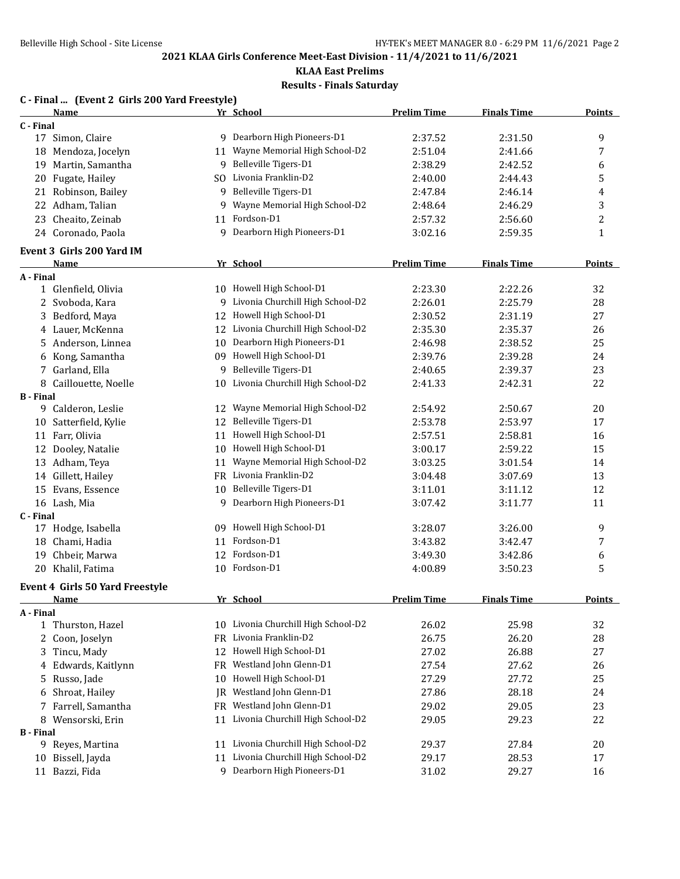## 2021 KLAA Girls Conference Meet-East Division - 11/4/2021 to 11/6/2021

### KLAA East Prelims

### Results - Finals Saturday

**C - Final ... (Event 2 Girls 200 Yard Freestyle)**

| | Name | Yr | School | Prelim Time | Finals Time | Points |
|---|---|---|---|---|---|---|
| **C - Final** | | | | | | |
| 17 | Simon, Claire | 9 | Dearborn High Pioneers-D1 | 2:37.52 | 2:31.50 | 9 |
| 18 | Mendoza, Jocelyn | 11 | Wayne Memorial High School-D2 | 2:51.04 | 2:41.66 | 7 |
| 19 | Martin, Samantha | 9 | Belleville Tigers-D1 | 2:38.29 | 2:42.52 | 6 |
| 20 | Fugate, Hailey | SO | Livonia Franklin-D2 | 2:40.00 | 2:44.43 | 5 |
| 21 | Robinson, Bailey | 9 | Belleville Tigers-D1 | 2:47.84 | 2:46.14 | 4 |
| 22 | Adham, Talian | 9 | Wayne Memorial High School-D2 | 2:48.64 | 2:46.29 | 3 |
| 23 | Cheaito, Zeinab | 11 | Fordson-D1 | 2:57.32 | 2:56.60 | 2 |
| 24 | Coronado, Paola | 9 | Dearborn High Pioneers-D1 | 3:02.16 | 2:59.35 | 1 |

**Event 3 Girls 200 Yard IM**

| | Name | Yr | School | Prelim Time | Finals Time | Points |
|---|---|---|---|---|---|---|
| **A - Final** | | | | | | |
| 1 | Glenfield, Olivia | 10 | Howell High School-D1 | 2:23.30 | 2:22.26 | 32 |
| 2 | Svoboda, Kara | 9 | Livonia Churchill High School-D2 | 2:26.01 | 2:25.79 | 28 |
| 3 | Bedford, Maya | 12 | Howell High School-D1 | 2:30.52 | 2:31.19 | 27 |
| 4 | Lauer, McKenna | 12 | Livonia Churchill High School-D2 | 2:35.30 | 2:35.37 | 26 |
| 5 | Anderson, Linnea | 10 | Dearborn High Pioneers-D1 | 2:46.98 | 2:38.52 | 25 |
| 6 | Kong, Samantha | 09 | Howell High School-D1 | 2:39.76 | 2:39.28 | 24 |
| 7 | Garland, Ella | 9 | Belleville Tigers-D1 | 2:40.65 | 2:39.37 | 23 |
| 8 | Caillouette, Noelle | 10 | Livonia Churchill High School-D2 | 2:41.33 | 2:42.31 | 22 |
| **B - Final** | | | | | | |
| 9 | Calderon, Leslie | 12 | Wayne Memorial High School-D2 | 2:54.92 | 2:50.67 | 20 |
| 10 | Satterfield, Kylie | 12 | Belleville Tigers-D1 | 2:53.78 | 2:53.97 | 17 |
| 11 | Farr, Olivia | 11 | Howell High School-D1 | 2:57.51 | 2:58.81 | 16 |
| 12 | Dooley, Natalie | 10 | Howell High School-D1 | 3:00.17 | 2:59.22 | 15 |
| 13 | Adham, Teya | 11 | Wayne Memorial High School-D2 | 3:03.25 | 3:01.54 | 14 |
| 14 | Gillett, Hailey | FR | Livonia Franklin-D2 | 3:04.48 | 3:07.69 | 13 |
| 15 | Evans, Essence | 10 | Belleville Tigers-D1 | 3:11.01 | 3:11.12 | 12 |
| 16 | Lash, Mia | 9 | Dearborn High Pioneers-D1 | 3:07.42 | 3:11.77 | 11 |
| **C - Final** | | | | | | |
| 17 | Hodge, Isabella | 09 | Howell High School-D1 | 3:28.07 | 3:26.00 | 9 |
| 18 | Chami, Hadia | 11 | Fordson-D1 | 3:43.82 | 3:42.47 | 7 |
| 19 | Chbeir, Marwa | 12 | Fordson-D1 | 3:49.30 | 3:42.86 | 6 |
| 20 | Khalil, Fatima | 10 | Fordson-D1 | 4:00.89 | 3:50.23 | 5 |

**Event 4 Girls 50 Yard Freestyle**

| | Name | Yr | School | Prelim Time | Finals Time | Points |
|---|---|---|---|---|---|---|
| **A - Final** | | | | | | |
| 1 | Thurston, Hazel | 10 | Livonia Churchill High School-D2 | 26.02 | 25.98 | 32 |
| 2 | Coon, Joselyn | FR | Livonia Franklin-D2 | 26.75 | 26.20 | 28 |
| 3 | Tincu, Mady | 12 | Howell High School-D1 | 27.02 | 26.88 | 27 |
| 4 | Edwards, Kaitlynn | FR | Westland John Glenn-D1 | 27.54 | 27.62 | 26 |
| 5 | Russo, Jade | 10 | Howell High School-D1 | 27.29 | 27.72 | 25 |
| 6 | Shroat, Hailey | JR | Westland John Glenn-D1 | 27.86 | 28.18 | 24 |
| 7 | Farrell, Samantha | FR | Westland John Glenn-D1 | 29.02 | 29.05 | 23 |
| 8 | Wensorski, Erin | 11 | Livonia Churchill High School-D2 | 29.05 | 29.23 | 22 |
| **B - Final** | | | | | | |
| 9 | Reyes, Martina | 11 | Livonia Churchill High School-D2 | 29.37 | 27.84 | 20 |
| 10 | Bissell, Jayda | 11 | Livonia Churchill High School-D2 | 29.17 | 28.53 | 17 |
| 11 | Bazzi, Fida | 9 | Dearborn High Pioneers-D1 | 31.02 | 29.27 | 16 |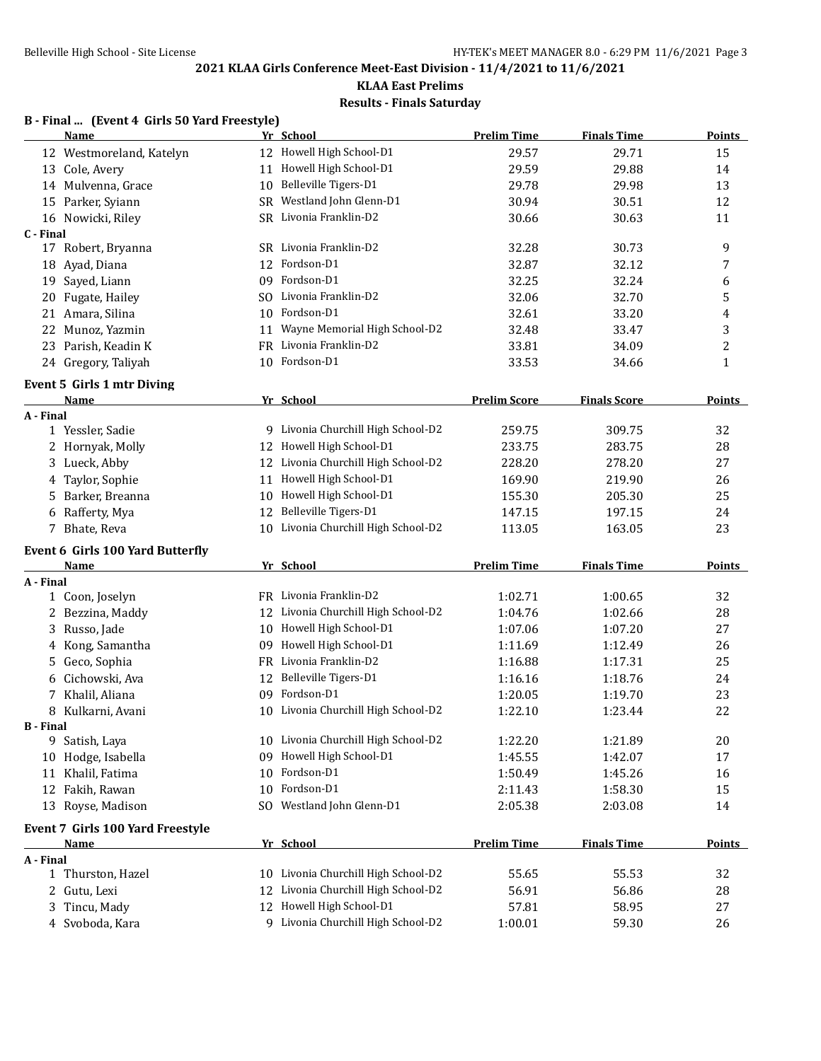## 2021 KLAA Girls Conference Meet-East Division - 11/4/2021 to 11/6/2021

### KLAA East Prelims

### Results - Finals Saturday

**B - Final ... (Event 4 Girls 50 Yard Freestyle)**

| | Name | Yr | School | Prelim Time | Finals Time | Points |
|---|---|---|---|---|---|---|
| 12 | Westmoreland, Katelyn | 12 | Howell High School-D1 | 29.57 | 29.71 | 15 |
| 13 | Cole, Avery | 11 | Howell High School-D1 | 29.59 | 29.88 | 14 |
| 14 | Mulvenna, Grace | 10 | Belleville Tigers-D1 | 29.78 | 29.98 | 13 |
| 15 | Parker, Syiann | SR | Westland John Glenn-D1 | 30.94 | 30.51 | 12 |
| 16 | Nowicki, Riley | SR | Livonia Franklin-D2 | 30.66 | 30.63 | 11 |
| **C - Final** | | | | | | |
| 17 | Robert, Bryanna | SR | Livonia Franklin-D2 | 32.28 | 30.73 | 9 |
| 18 | Ayad, Diana | 12 | Fordson-D1 | 32.87 | 32.12 | 7 |
| 19 | Sayed, Liann | 09 | Fordson-D1 | 32.25 | 32.24 | 6 |
| 20 | Fugate, Hailey | SO | Livonia Franklin-D2 | 32.06 | 32.70 | 5 |
| 21 | Amara, Silina | 10 | Fordson-D1 | 32.61 | 33.20 | 4 |
| 22 | Munoz, Yazmin | 11 | Wayne Memorial High School-D2 | 32.48 | 33.47 | 3 |
| 23 | Parish, Keadin K | FR | Livonia Franklin-D2 | 33.81 | 34.09 | 2 |
| 24 | Gregory, Taliyah | 10 | Fordson-D1 | 33.53 | 34.66 | 1 |

**Event 5 Girls 1 mtr Diving**

| | Name | Yr | School | Prelim Score | Finals Score | Points |
|---|---|---|---|---|---|---|
| **A - Final** | | | | | | |
| 1 | Yessler, Sadie | 9 | Livonia Churchill High School-D2 | 259.75 | 309.75 | 32 |
| 2 | Hornyak, Molly | 12 | Howell High School-D1 | 233.75 | 283.75 | 28 |
| 3 | Lueck, Abby | 12 | Livonia Churchill High School-D2 | 228.20 | 278.20 | 27 |
| 4 | Taylor, Sophie | 11 | Howell High School-D1 | 169.90 | 219.90 | 26 |
| 5 | Barker, Breanna | 10 | Howell High School-D1 | 155.30 | 205.30 | 25 |
| 6 | Rafferty, Mya | 12 | Belleville Tigers-D1 | 147.15 | 197.15 | 24 |
| 7 | Bhate, Reva | 10 | Livonia Churchill High School-D2 | 113.05 | 163.05 | 23 |

**Event 6 Girls 100 Yard Butterfly**

| | Name | Yr | School | Prelim Time | Finals Time | Points |
|---|---|---|---|---|---|---|
| **A - Final** | | | | | | |
| 1 | Coon, Joselyn | FR | Livonia Franklin-D2 | 1:02.71 | 1:00.65 | 32 |
| 2 | Bezzina, Maddy | 12 | Livonia Churchill High School-D2 | 1:04.76 | 1:02.66 | 28 |
| 3 | Russo, Jade | 10 | Howell High School-D1 | 1:07.06 | 1:07.20 | 27 |
| 4 | Kong, Samantha | 09 | Howell High School-D1 | 1:11.69 | 1:12.49 | 26 |
| 5 | Geco, Sophia | FR | Livonia Franklin-D2 | 1:16.88 | 1:17.31 | 25 |
| 6 | Cichowski, Ava | 12 | Belleville Tigers-D1 | 1:16.16 | 1:18.76 | 24 |
| 7 | Khalil, Aliana | 09 | Fordson-D1 | 1:20.05 | 1:19.70 | 23 |
| 8 | Kulkarni, Avani | 10 | Livonia Churchill High School-D2 | 1:22.10 | 1:23.44 | 22 |
| **B - Final** | | | | | | |
| 9 | Satish, Laya | 10 | Livonia Churchill High School-D2 | 1:22.20 | 1:21.89 | 20 |
| 10 | Hodge, Isabella | 09 | Howell High School-D1 | 1:45.55 | 1:42.07 | 17 |
| 11 | Khalil, Fatima | 10 | Fordson-D1 | 1:50.49 | 1:45.26 | 16 |
| 12 | Fakih, Rawan | 10 | Fordson-D1 | 2:11.43 | 1:58.30 | 15 |
| 13 | Royse, Madison | SO | Westland John Glenn-D1 | 2:05.38 | 2:03.08 | 14 |

**Event 7 Girls 100 Yard Freestyle**

| | Name | Yr | School | Prelim Time | Finals Time | Points |
|---|---|---|---|---|---|---|
| **A - Final** | | | | | | |
| 1 | Thurston, Hazel | 10 | Livonia Churchill High School-D2 | 55.65 | 55.53 | 32 |
| 2 | Gutu, Lexi | 12 | Livonia Churchill High School-D2 | 56.91 | 56.86 | 28 |
| 3 | Tincu, Mady | 12 | Howell High School-D1 | 57.81 | 58.95 | 27 |
| 4 | Svoboda, Kara | 9 | Livonia Churchill High School-D2 | 1:00.01 | 59.30 | 26 |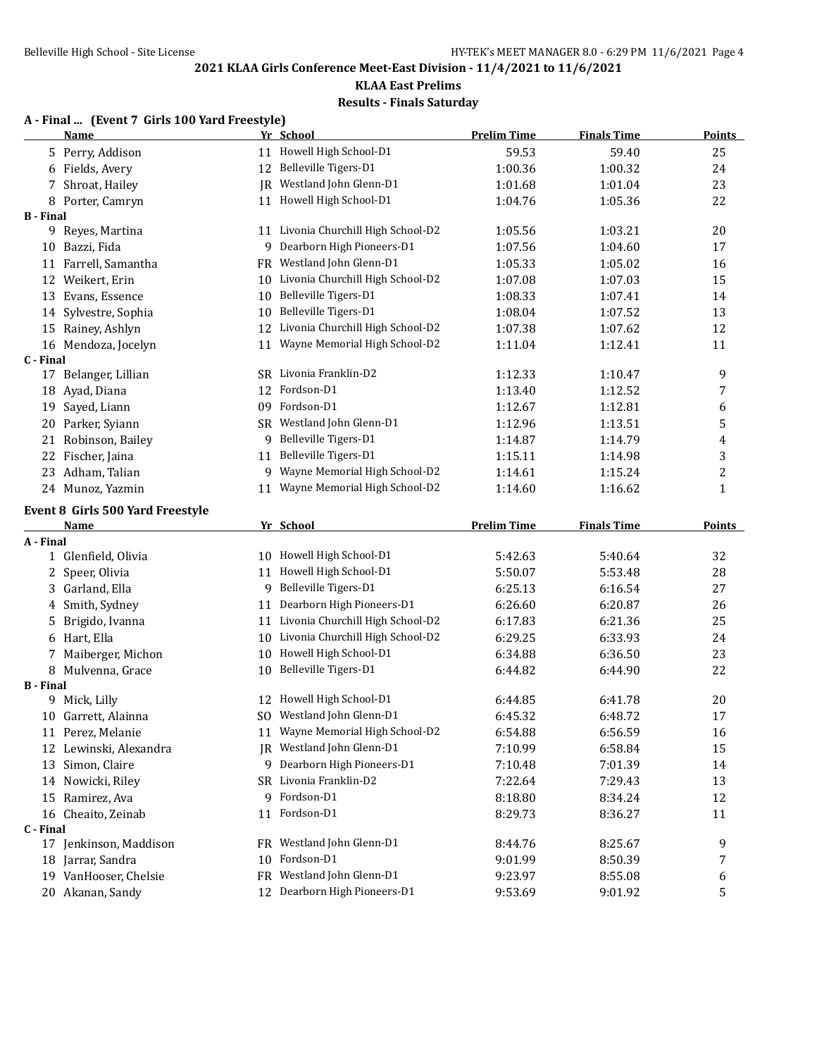## 2021 KLAA Girls Conference Meet-East Division - 11/4/2021 to 11/6/2021

### KLAA East Prelims

### Results - Finals Saturday

**A - Final ... (Event 7 Girls 100 Yard Freestyle)**

| | Name | Yr | School | Prelim Time | Finals Time | Points |
|---|---|---|---|---|---|---|
| 5 | Perry, Addison | 11 | Howell High School-D1 | 59.53 | 59.40 | 25 |
| 6 | Fields, Avery | 12 | Belleville Tigers-D1 | 1:00.36 | 1:00.32 | 24 |
| 7 | Shroat, Hailey | JR | Westland John Glenn-D1 | 1:01.68 | 1:01.04 | 23 |
| 8 | Porter, Camryn | 11 | Howell High School-D1 | 1:04.76 | 1:05.36 | 22 |
| **B - Final** | | | | | | |
| 9 | Reyes, Martina | 11 | Livonia Churchill High School-D2 | 1:05.56 | 1:03.21 | 20 |
| 10 | Bazzi, Fida | 9 | Dearborn High Pioneers-D1 | 1:07.56 | 1:04.60 | 17 |
| 11 | Farrell, Samantha | FR | Westland John Glenn-D1 | 1:05.33 | 1:05.02 | 16 |
| 12 | Weikert, Erin | 10 | Livonia Churchill High School-D2 | 1:07.08 | 1:07.03 | 15 |
| 13 | Evans, Essence | 10 | Belleville Tigers-D1 | 1:08.33 | 1:07.41 | 14 |
| 14 | Sylvestre, Sophia | 10 | Belleville Tigers-D1 | 1:08.04 | 1:07.52 | 13 |
| 15 | Rainey, Ashlyn | 12 | Livonia Churchill High School-D2 | 1:07.38 | 1:07.62 | 12 |
| 16 | Mendoza, Jocelyn | 11 | Wayne Memorial High School-D2 | 1:11.04 | 1:12.41 | 11 |
| **C - Final** | | | | | | |
| 17 | Belanger, Lillian | SR | Livonia Franklin-D2 | 1:12.33 | 1:10.47 | 9 |
| 18 | Ayad, Diana | 12 | Fordson-D1 | 1:13.40 | 1:12.52 | 7 |
| 19 | Sayed, Liann | 09 | Fordson-D1 | 1:12.67 | 1:12.81 | 6 |
| 20 | Parker, Syiann | SR | Westland John Glenn-D1 | 1:12.96 | 1:13.51 | 5 |
| 21 | Robinson, Bailey | 9 | Belleville Tigers-D1 | 1:14.87 | 1:14.79 | 4 |
| 22 | Fischer, Jaina | 11 | Belleville Tigers-D1 | 1:15.11 | 1:14.98 | 3 |
| 23 | Adham, Talian | 9 | Wayne Memorial High School-D2 | 1:14.61 | 1:15.24 | 2 |
| 24 | Munoz, Yazmin | 11 | Wayne Memorial High School-D2 | 1:14.60 | 1:16.62 | 1 |

**Event 8 Girls 500 Yard Freestyle**

| | Name | Yr | School | Prelim Time | Finals Time | Points |
|---|---|---|---|---|---|---|
| **A - Final** | | | | | | |
| 1 | Glenfield, Olivia | 10 | Howell High School-D1 | 5:42.63 | 5:40.64 | 32 |
| 2 | Speer, Olivia | 11 | Howell High School-D1 | 5:50.07 | 5:53.48 | 28 |
| 3 | Garland, Ella | 9 | Belleville Tigers-D1 | 6:25.13 | 6:16.54 | 27 |
| 4 | Smith, Sydney | 11 | Dearborn High Pioneers-D1 | 6:26.60 | 6:20.87 | 26 |
| 5 | Brigido, Ivanna | 11 | Livonia Churchill High School-D2 | 6:17.83 | 6:21.36 | 25 |
| 6 | Hart, Ella | 10 | Livonia Churchill High School-D2 | 6:29.25 | 6:33.93 | 24 |
| 7 | Maiberger, Michon | 10 | Howell High School-D1 | 6:34.88 | 6:36.50 | 23 |
| 8 | Mulvenna, Grace | 10 | Belleville Tigers-D1 | 6:44.82 | 6:44.90 | 22 |
| **B - Final** | | | | | | |
| 9 | Mick, Lilly | 12 | Howell High School-D1 | 6:44.85 | 6:41.78 | 20 |
| 10 | Garrett, Alainna | SO | Westland John Glenn-D1 | 6:45.32 | 6:48.72 | 17 |
| 11 | Perez, Melanie | 11 | Wayne Memorial High School-D2 | 6:54.88 | 6:56.59 | 16 |
| 12 | Lewinski, Alexandra | JR | Westland John Glenn-D1 | 7:10.99 | 6:58.84 | 15 |
| 13 | Simon, Claire | 9 | Dearborn High Pioneers-D1 | 7:10.48 | 7:01.39 | 14 |
| 14 | Nowicki, Riley | SR | Livonia Franklin-D2 | 7:22.64 | 7:29.43 | 13 |
| 15 | Ramirez, Ava | 9 | Fordson-D1 | 8:18.80 | 8:34.24 | 12 |
| 16 | Cheaito, Zeinab | 11 | Fordson-D1 | 8:29.73 | 8:36.27 | 11 |
| **C - Final** | | | | | | |
| 17 | Jenkinson, Maddison | FR | Westland John Glenn-D1 | 8:44.76 | 8:25.67 | 9 |
| 18 | Jarrar, Sandra | 10 | Fordson-D1 | 9:01.99 | 8:50.39 | 7 |
| 19 | VanHooser, Chelsie | FR | Westland John Glenn-D1 | 9:23.97 | 8:55.08 | 6 |
| 20 | Akanan, Sandy | 12 | Dearborn High Pioneers-D1 | 9:53.69 | 9:01.92 | 5 |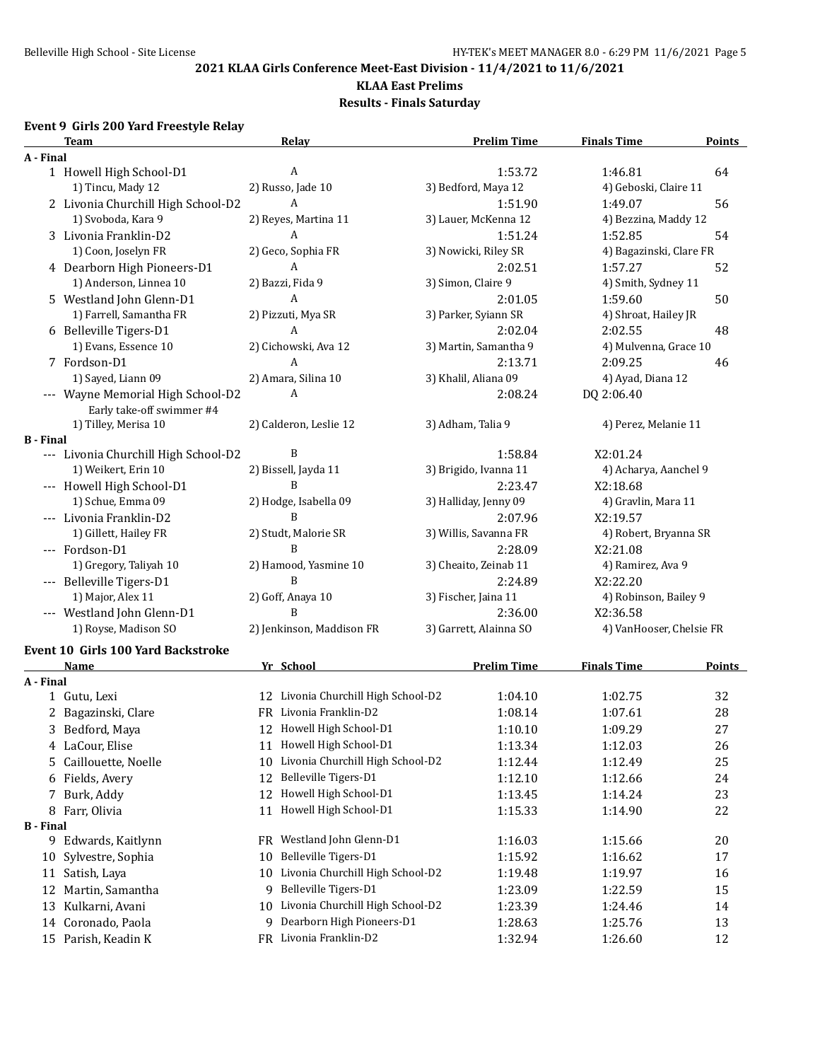## 2021 KLAA Girls Conference Meet-East Division - 11/4/2021 to 11/6/2021

### KLAA East Prelims

### Results - Finals Saturday

#### Event 9 Girls 200 Yard Freestyle Relay

| | Team | Relay | Prelim Time | Finals Time | Points |
|---|---|---|---|---|---|
| **A - Final** | | | | | |
| 1 | Howell High School-D1 | A | 1:53.72 | 1:46.81 | 64 |
| | 1) Tincu, Mady 12 | 2) Russo, Jade 10 | 3) Bedford, Maya 12 | 4) Geboski, Claire 11 | |
| 2 | Livonia Churchill High School-D2 | A | 1:51.90 | 1:49.07 | 56 |
| | 1) Svoboda, Kara 9 | 2) Reyes, Martina 11 | 3) Lauer, McKenna 12 | 4) Bezzina, Maddy 12 | |
| 3 | Livonia Franklin-D2 | A | 1:51.24 | 1:52.85 | 54 |
| | 1) Coon, Joselyn FR | 2) Geco, Sophia FR | 3) Nowicki, Riley SR | 4) Bagazinski, Clare FR | |
| 4 | Dearborn High Pioneers-D1 | A | 2:02.51 | 1:57.27 | 52 |
| | 1) Anderson, Linnea 10 | 2) Bazzi, Fida 9 | 3) Simon, Claire 9 | 4) Smith, Sydney 11 | |
| 5 | Westland John Glenn-D1 | A | 2:01.05 | 1:59.60 | 50 |
| | 1) Farrell, Samantha FR | 2) Pizzuti, Mya SR | 3) Parker, Syiann SR | 4) Shroat, Hailey JR | |
| 6 | Belleville Tigers-D1 | A | 2:02.04 | 2:02.55 | 48 |
| | 1) Evans, Essence 10 | 2) Cichowski, Ava 12 | 3) Martin, Samantha 9 | 4) Mulvenna, Grace 10 | |
| 7 | Fordson-D1 | A | 2:13.71 | 2:09.25 | 46 |
| | 1) Sayed, Liann 09 | 2) Amara, Silina 10 | 3) Khalil, Aliana 09 | 4) Ayad, Diana 12 | |
| --- | Wayne Memorial High School-D2 | A | 2:08.24 | DQ 2:06.40 | |
| | Early take-off swimmer #4 | | | | |
| | 1) Tilley, Merisa 10 | 2) Calderon, Leslie 12 | 3) Adham, Talia 9 | 4) Perez, Melanie 11 | |
| **B - Final** | | | | | |
| --- | Livonia Churchill High School-D2 | B | 1:58.84 | X2:01.24 | |
| | 1) Weikert, Erin 10 | 2) Bissell, Jayda 11 | 3) Brigido, Ivanna 11 | 4) Acharya, Aanchel 9 | |
| --- | Howell High School-D1 | B | 2:23.47 | X2:18.68 | |
| | 1) Schue, Emma 09 | 2) Hodge, Isabella 09 | 3) Halliday, Jenny 09 | 4) Gravlin, Mara 11 | |
| --- | Livonia Franklin-D2 | B | 2:07.96 | X2:19.57 | |
| | 1) Gillett, Hailey FR | 2) Studt, Malorie SR | 3) Willis, Savanna FR | 4) Robert, Bryanna SR | |
| --- | Fordson-D1 | B | 2:28.09 | X2:21.08 | |
| | 1) Gregory, Taliyah 10 | 2) Hamood, Yasmine 10 | 3) Cheaito, Zeinab 11 | 4) Ramirez, Ava 9 | |
| --- | Belleville Tigers-D1 | B | 2:24.89 | X2:22.20 | |
| | 1) Major, Alex 11 | 2) Goff, Anaya 10 | 3) Fischer, Jaina 11 | 4) Robinson, Bailey 9 | |
| --- | Westland John Glenn-D1 | B | 2:36.00 | X2:36.58 | |
| | 1) Royse, Madison SO | 2) Jenkinson, Maddison FR | 3) Garrett, Alainna SO | 4) VanHooser, Chelsie FR | |

#### Event 10 Girls 100 Yard Backstroke

| | Name | Yr | School | Prelim Time | Finals Time | Points |
|---|---|---|---|---|---|---|
| **A - Final** | | | | | | |
| 1 | Gutu, Lexi | 12 | Livonia Churchill High School-D2 | 1:04.10 | 1:02.75 | 32 |
| 2 | Bagazinski, Clare | FR | Livonia Franklin-D2 | 1:08.14 | 1:07.61 | 28 |
| 3 | Bedford, Maya | 12 | Howell High School-D1 | 1:10.10 | 1:09.29 | 27 |
| 4 | LaCour, Elise | 11 | Howell High School-D1 | 1:13.34 | 1:12.03 | 26 |
| 5 | Caillouette, Noelle | 10 | Livonia Churchill High School-D2 | 1:12.44 | 1:12.49 | 25 |
| 6 | Fields, Avery | 12 | Belleville Tigers-D1 | 1:12.10 | 1:12.66 | 24 |
| 7 | Burk, Addy | 12 | Howell High School-D1 | 1:13.45 | 1:14.24 | 23 |
| 8 | Farr, Olivia | 11 | Howell High School-D1 | 1:15.33 | 1:14.90 | 22 |
| **B - Final** | | | | | | |
| 9 | Edwards, Kaitlynn | FR | Westland John Glenn-D1 | 1:16.03 | 1:15.66 | 20 |
| 10 | Sylvestre, Sophia | 10 | Belleville Tigers-D1 | 1:15.92 | 1:16.62 | 17 |
| 11 | Satish, Laya | 10 | Livonia Churchill High School-D2 | 1:19.48 | 1:19.97 | 16 |
| 12 | Martin, Samantha | 9 | Belleville Tigers-D1 | 1:23.09 | 1:22.59 | 15 |
| 13 | Kulkarni, Avani | 10 | Livonia Churchill High School-D2 | 1:23.39 | 1:24.46 | 14 |
| 14 | Coronado, Paola | 9 | Dearborn High Pioneers-D1 | 1:28.63 | 1:25.76 | 13 |
| 15 | Parish, Keadin K | FR | Livonia Franklin-D2 | 1:32.94 | 1:26.60 | 12 |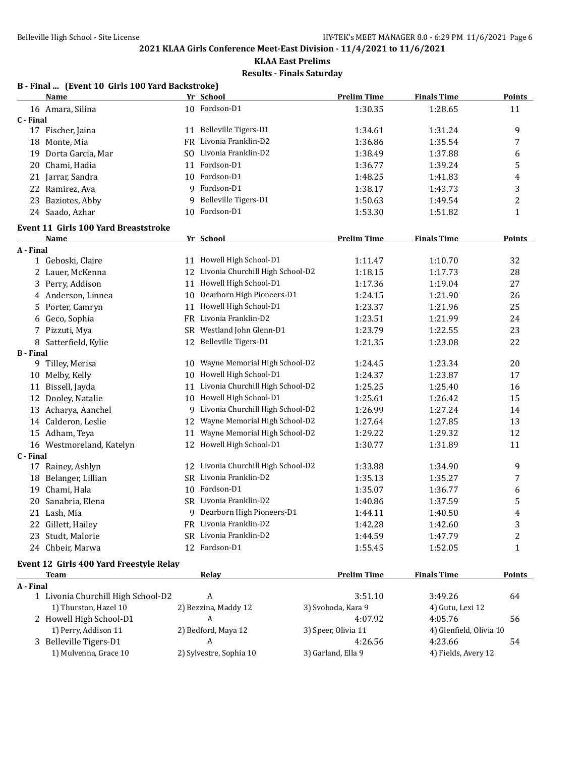## 2021 KLAA Girls Conference Meet-East Division - 11/4/2021 to 11/6/2021

### KLAA East Prelims

### Results - Finals Saturday

**B - Final ... (Event 10 Girls 100 Yard Backstroke)**

| | Name | Yr | School | Prelim Time | Finals Time | Points |
|---|---|---|---|---|---|---|
| 16 | Amara, Silina | 10 | Fordson-D1 | 1:30.35 | 1:28.65 | 11 |
| **C - Final** | | | | | | |
| 17 | Fischer, Jaina | 11 | Belleville Tigers-D1 | 1:34.61 | 1:31.24 | 9 |
| 18 | Monte, Mia | FR | Livonia Franklin-D2 | 1:36.86 | 1:35.54 | 7 |
| 19 | Dorta Garcia, Mar | SO | Livonia Franklin-D2 | 1:38.49 | 1:37.88 | 6 |
| 20 | Chami, Hadia | 11 | Fordson-D1 | 1:36.77 | 1:39.24 | 5 |
| 21 | Jarrar, Sandra | 10 | Fordson-D1 | 1:48.25 | 1:41.83 | 4 |
| 22 | Ramirez, Ava | 9 | Fordson-D1 | 1:38.17 | 1:43.73 | 3 |
| 23 | Baziotes, Abby | 9 | Belleville Tigers-D1 | 1:50.63 | 1:49.54 | 2 |
| 24 | Saado, Azhar | 10 | Fordson-D1 | 1:53.30 | 1:51.82 | 1 |

**Event 11 Girls 100 Yard Breaststroke**

| | Name | Yr | School | Prelim Time | Finals Time | Points |
|---|---|---|---|---|---|---|
| **A - Final** | | | | | | |
| 1 | Geboski, Claire | 11 | Howell High School-D1 | 1:11.47 | 1:10.70 | 32 |
| 2 | Lauer, McKenna | 12 | Livonia Churchill High School-D2 | 1:18.15 | 1:17.73 | 28 |
| 3 | Perry, Addison | 11 | Howell High School-D1 | 1:17.36 | 1:19.04 | 27 |
| 4 | Anderson, Linnea | 10 | Dearborn High Pioneers-D1 | 1:24.15 | 1:21.90 | 26 |
| 5 | Porter, Camryn | 11 | Howell High School-D1 | 1:23.37 | 1:21.96 | 25 |
| 6 | Geco, Sophia | FR | Livonia Franklin-D2 | 1:23.51 | 1:21.99 | 24 |
| 7 | Pizzuti, Mya | SR | Westland John Glenn-D1 | 1:23.79 | 1:22.55 | 23 |
| 8 | Satterfield, Kylie | 12 | Belleville Tigers-D1 | 1:21.35 | 1:23.08 | 22 |
| **B - Final** | | | | | | |
| 9 | Tilley, Merisa | 10 | Wayne Memorial High School-D2 | 1:24.45 | 1:23.34 | 20 |
| 10 | Melby, Kelly | 10 | Howell High School-D1 | 1:24.37 | 1:23.87 | 17 |
| 11 | Bissell, Jayda | 11 | Livonia Churchill High School-D2 | 1:25.25 | 1:25.40 | 16 |
| 12 | Dooley, Natalie | 10 | Howell High School-D1 | 1:25.61 | 1:26.42 | 15 |
| 13 | Acharya, Aanchel | 9 | Livonia Churchill High School-D2 | 1:26.99 | 1:27.24 | 14 |
| 14 | Calderon, Leslie | 12 | Wayne Memorial High School-D2 | 1:27.64 | 1:27.85 | 13 |
| 15 | Adham, Teya | 11 | Wayne Memorial High School-D2 | 1:29.22 | 1:29.32 | 12 |
| 16 | Westmoreland, Katelyn | 12 | Howell High School-D1 | 1:30.77 | 1:31.89 | 11 |
| **C - Final** | | | | | | |
| 17 | Rainey, Ashlyn | 12 | Livonia Churchill High School-D2 | 1:33.88 | 1:34.90 | 9 |
| 18 | Belanger, Lillian | SR | Livonia Franklin-D2 | 1:35.13 | 1:35.27 | 7 |
| 19 | Chami, Hala | 10 | Fordson-D1 | 1:35.07 | 1:36.77 | 6 |
| 20 | Sanabria, Elena | SR | Livonia Franklin-D2 | 1:40.86 | 1:37.59 | 5 |
| 21 | Lash, Mia | 9 | Dearborn High Pioneers-D1 | 1:44.11 | 1:40.50 | 4 |
| 22 | Gillett, Hailey | FR | Livonia Franklin-D2 | 1:42.28 | 1:42.60 | 3 |
| 23 | Studt, Malorie | SR | Livonia Franklin-D2 | 1:44.59 | 1:47.79 | 2 |
| 24 | Chbeir, Marwa | 12 | Fordson-D1 | 1:55.45 | 1:52.05 | 1 |

**Event 12 Girls 400 Yard Freestyle Relay**

| | Team | Relay | Prelim Time | Finals Time | Points |
|---|---|---|---|---|---|
| **A - Final** | | | | | |
| 1 | Livonia Churchill High School-D2 | A | 3:51.10 | 3:49.26 | 64 |
| | 1) Thurston, Hazel 10 | 2) Bezzina, Maddy 12 | 3) Svoboda, Kara 9 | 4) Gutu, Lexi 12 | |
| 2 | Howell High School-D1 | A | 4:07.92 | 4:05.76 | 56 |
| | 1) Perry, Addison 11 | 2) Bedford, Maya 12 | 3) Speer, Olivia 11 | 4) Glenfield, Olivia 10 | |
| 3 | Belleville Tigers-D1 | A | 4:26.56 | 4:23.66 | 54 |
| | 1) Mulvenna, Grace 10 | 2) Sylvestre, Sophia 10 | 3) Garland, Ella 9 | 4) Fields, Avery 12 | |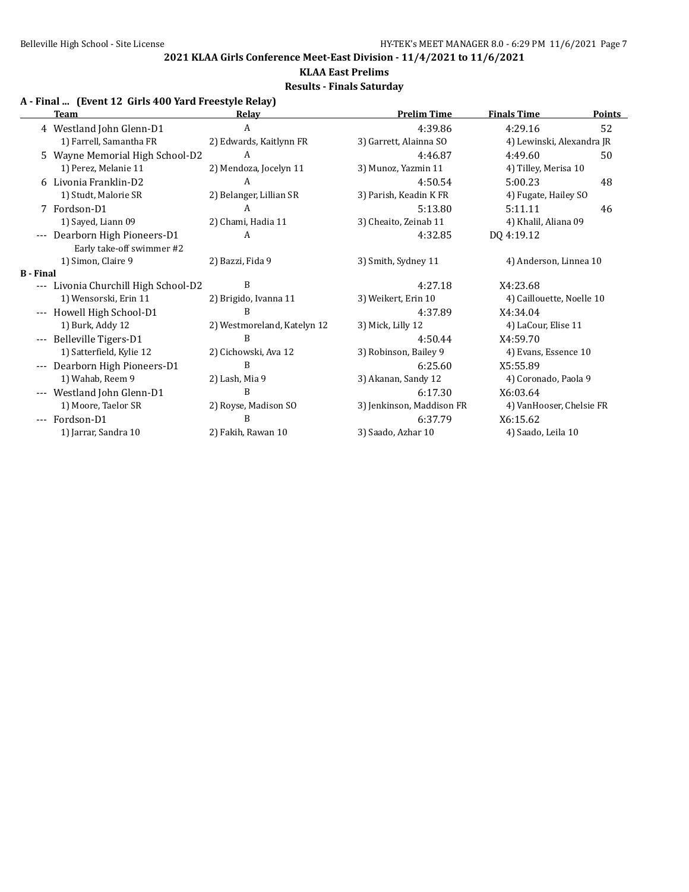**2021 KLAA Girls Conference Meet-East Division - 11/4/2021 to 11/6/2021**

**KLAA East Prelims**

**Results - Finals Saturday**

### A - Final ... (Event 12 Girls 400 Yard Freestyle Relay)

| | Team | Relay | Prelim Time | Finals Time | Points |
|---|---|---|---|---|---|
| 4 | Westland John Glenn-D1 | A | 4:39.86 | 4:29.16 | 52 |
| | 1) Farrell, Samantha FR | 2) Edwards, Kaitlynn FR | 3) Garrett, Alainna SO | 4) Lewinski, Alexandra JR | |
| 5 | Wayne Memorial High School-D2 | A | 4:46.87 | 4:49.60 | 50 |
| | 1) Perez, Melanie 11 | 2) Mendoza, Jocelyn 11 | 3) Munoz, Yazmin 11 | 4) Tilley, Merisa 10 | |
| 6 | Livonia Franklin-D2 | A | 4:50.54 | 5:00.23 | 48 |
| | 1) Studt, Malorie SR | 2) Belanger, Lillian SR | 3) Parish, Keadin K FR | 4) Fugate, Hailey SO | |
| 7 | Fordson-D1 | A | 5:13.80 | 5:11.11 | 46 |
| | 1) Sayed, Liann 09 | 2) Chami, Hadia 11 | 3) Cheaito, Zeinab 11 | 4) Khalil, Aliana 09 | |
| --- | Dearborn High Pioneers-D1 | A | 4:32.85 | DQ 4:19.12 | |
| | Early take-off swimmer #2 | | | | |
| | 1) Simon, Claire 9 | 2) Bazzi, Fida 9 | 3) Smith, Sydney 11 | 4) Anderson, Linnea 10 | |

### B - Final

| | Team | Relay | Prelim Time | Finals Time | Points |
|---|---|---|---|---|---|
| --- | Livonia Churchill High School-D2 | B | 4:27.18 | X4:23.68 | |
| | 1) Wensorski, Erin 11 | 2) Brigido, Ivanna 11 | 3) Weikert, Erin 10 | 4) Caillouette, Noelle 10 | |
| --- | Howell High School-D1 | B | 4:37.89 | X4:34.04 | |
| | 1) Burk, Addy 12 | 2) Westmoreland, Katelyn 12 | 3) Mick, Lilly 12 | 4) LaCour, Elise 11 | |
| --- | Belleville Tigers-D1 | B | 4:50.44 | X4:59.70 | |
| | 1) Satterfield, Kylie 12 | 2) Cichowski, Ava 12 | 3) Robinson, Bailey 9 | 4) Evans, Essence 10 | |
| --- | Dearborn High Pioneers-D1 | B | 6:25.60 | X5:55.89 | |
| | 1) Wahab, Reem 9 | 2) Lash, Mia 9 | 3) Akanan, Sandy 12 | 4) Coronado, Paola 9 | |
| --- | Westland John Glenn-D1 | B | 6:17.30 | X6:03.64 | |
| | 1) Moore, Taelor SR | 2) Royse, Madison SO | 3) Jenkinson, Maddison FR | 4) VanHooser, Chelsie FR | |
| --- | Fordson-D1 | B | 6:37.79 | X6:15.62 | |
| | 1) Jarrar, Sandra 10 | 2) Fakih, Rawan 10 | 3) Saado, Azhar 10 | 4) Saado, Leila 10 | |